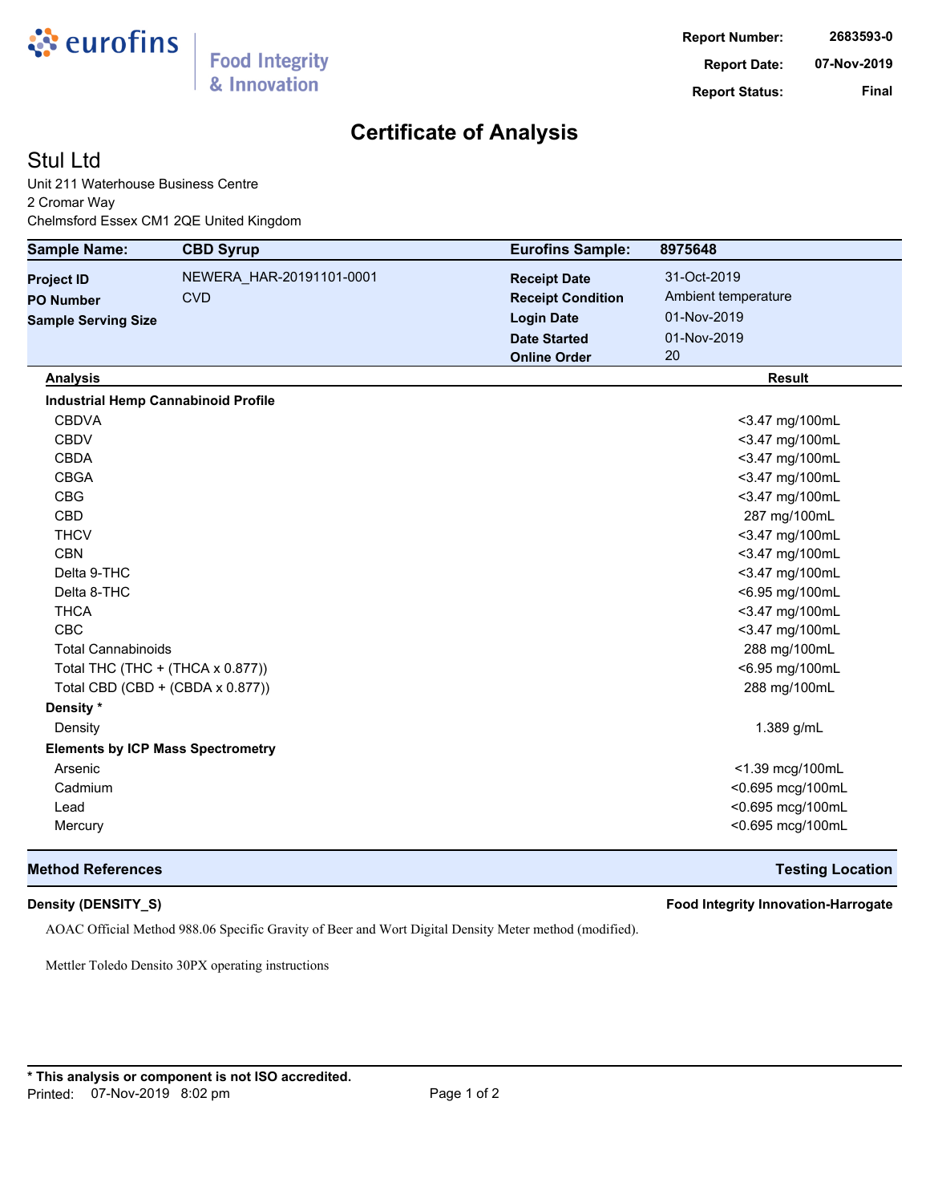eurofins | Food Integrity & Innovation

**Report Number:** 2683593-0
**Report Date:** 07-Nov-2019
**Report Status:** Final

# Certificate of Analysis

## Stul Ltd

Unit 211 Waterhouse Business Centre
2 Cromar Way
Chelmsford Essex CM1 2QE United Kingdom

| **Sample Name:** | **CBD Syrup** | **Eurofins Sample:** | **8975648** |
|---|---|---|---|
| **Project ID** | NEWERA_HAR-20191101-0001 | **Receipt Date** | 31-Oct-2019 |
| **PO Number** | CVD | **Receipt Condition** | Ambient temperature |
| **Sample Serving Size** | | **Login Date** | 01-Nov-2019 |
| | | **Date Started** | 01-Nov-2019 |
| | | **Online Order** | 20 |

| Analysis | Result |
|---|---|
| **Industrial Hemp Cannabinoid Profile** | |
| CBDVA | <3.47 mg/100mL |
| CBDV | <3.47 mg/100mL |
| CBDA | <3.47 mg/100mL |
| CBGA | <3.47 mg/100mL |
| CBG | <3.47 mg/100mL |
| CBD | 287 mg/100mL |
| THCV | <3.47 mg/100mL |
| CBN | <3.47 mg/100mL |
| Delta 9-THC | <3.47 mg/100mL |
| Delta 8-THC | <6.95 mg/100mL |
| THCA | <3.47 mg/100mL |
| CBC | <3.47 mg/100mL |
| Total Cannabinoids | 288 mg/100mL |
| Total THC (THC + (THCA x 0.877)) | <6.95 mg/100mL |
| Total CBD (CBD + (CBDA x 0.877)) | 288 mg/100mL |
| **Density *** | |
| Density | 1.389 g/mL |
| **Elements by ICP Mass Spectrometry** | |
| Arsenic | <1.39 mcg/100mL |
| Cadmium | <0.695 mcg/100mL |
| Lead | <0.695 mcg/100mL |
| Mercury | <0.695 mcg/100mL |

| **Method References** | **Testing Location** |
|---|---|
| **Density (DENSITY_S)** | **Food Integrity Innovation-Harrogate** |

AOAC Official Method 988.06 Specific Gravity of Beer and Wort Digital Density Meter method (modified).

Mettler Toledo Densito 30PX operating instructions

**\* This analysis or component is not ISO accredited.**

Printed: 07-Nov-2019 8:02 pm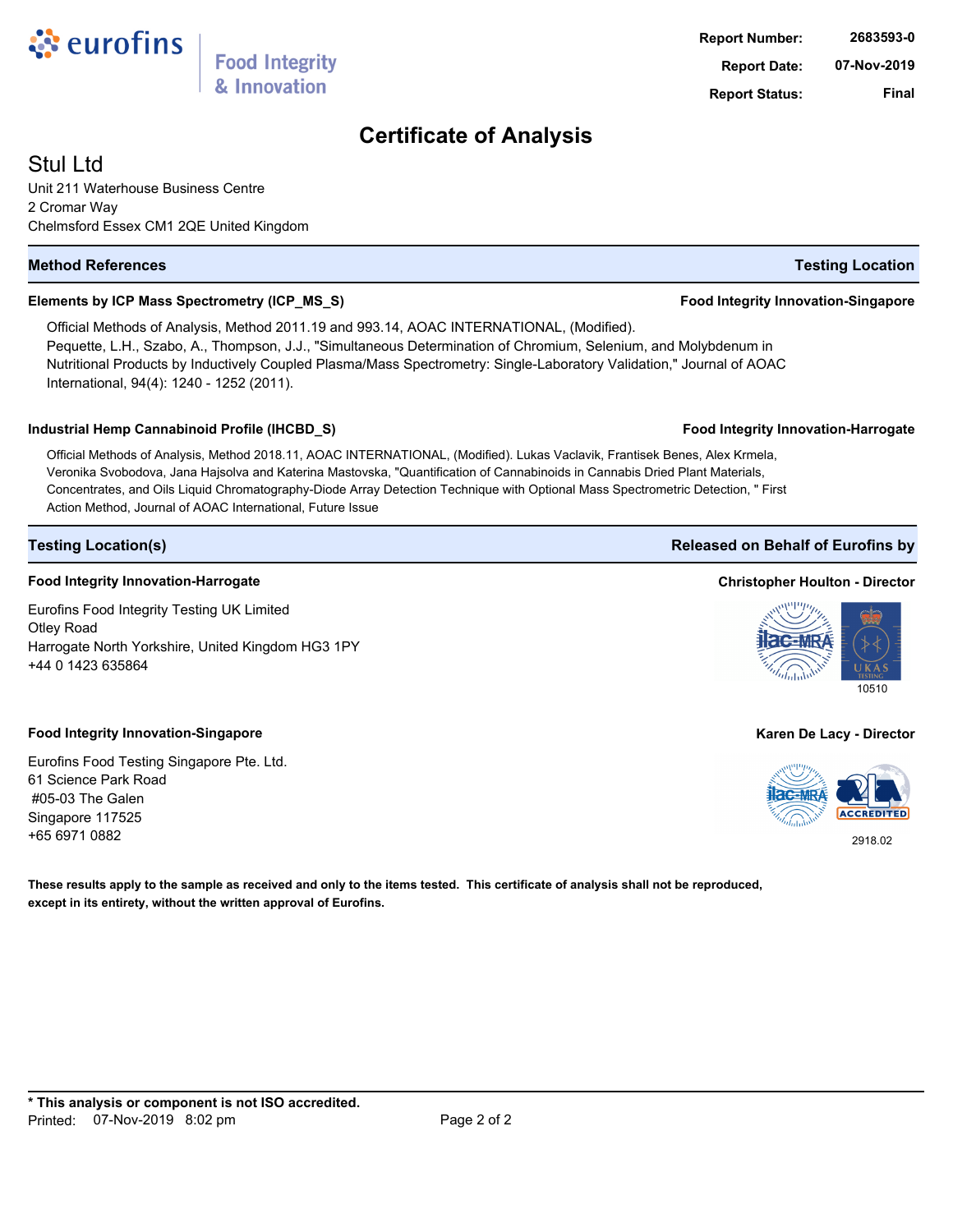Report Number: 2683593-0
Report Date: 07-Nov-2019
Report Status: Final

# Certificate of Analysis

## Stul Ltd

Unit 211 Waterhouse Business Centre
2 Cromar Way
Chelmsford Essex CM1 2QE United Kingdom

| Method References | Testing Location |
| --- | --- |

**Elements by ICP Mass Spectrometry (ICP_MS_S)** — **Food Integrity Innovation-Singapore**

Official Methods of Analysis, Method 2011.19 and 993.14, AOAC INTERNATIONAL, (Modified).
Pequette, L.H., Szabo, A., Thompson, J.J., "Simultaneous Determination of Chromium, Selenium, and Molybdenum in Nutritional Products by Inductively Coupled Plasma/Mass Spectrometry: Single-Laboratory Validation," Journal of AOAC International, 94(4): 1240 - 1252 (2011).

**Industrial Hemp Cannabinoid Profile (IHCBD_S)** — **Food Integrity Innovation-Harrogate**

Official Methods of Analysis, Method 2018.11, AOAC INTERNATIONAL, (Modified). Lukas Vaclavik, Frantisek Benes, Alex Krmela, Veronika Svobodova, Jana Hajsolva and Katerina Mastovska, "Quantification of Cannabinoids in Cannabis Dried Plant Materials, Concentrates, and Oils Liquid Chromatography-Diode Array Detection Technique with Optional Mass Spectrometric Detection, " First Action Method, Journal of AOAC International, Future Issue

| Testing Location(s) | Released on Behalf of Eurofins by |
| --- | --- |

**Food Integrity Innovation-Harrogate** — **Christopher Houlton - Director**

Eurofins Food Integrity Testing UK Limited
Otley Road
Harrogate North Yorkshire, United Kingdom HG3 1PY
+44 0 1423 635864

10510

**Food Integrity Innovation-Singapore** — **Karen De Lacy - Director**

Eurofins Food Testing Singapore Pte. Ltd.
61 Science Park Road
#05-03 The Galen
Singapore 117525
+65 6971 0882

2918.02

**These results apply to the sample as received and only to the items tested. This certificate of analysis shall not be reproduced, except in its entirety, without the written approval of Eurofins.**

**\* This analysis or component is not ISO accredited.**

Printed: 07-Nov-2019 8:02 pm